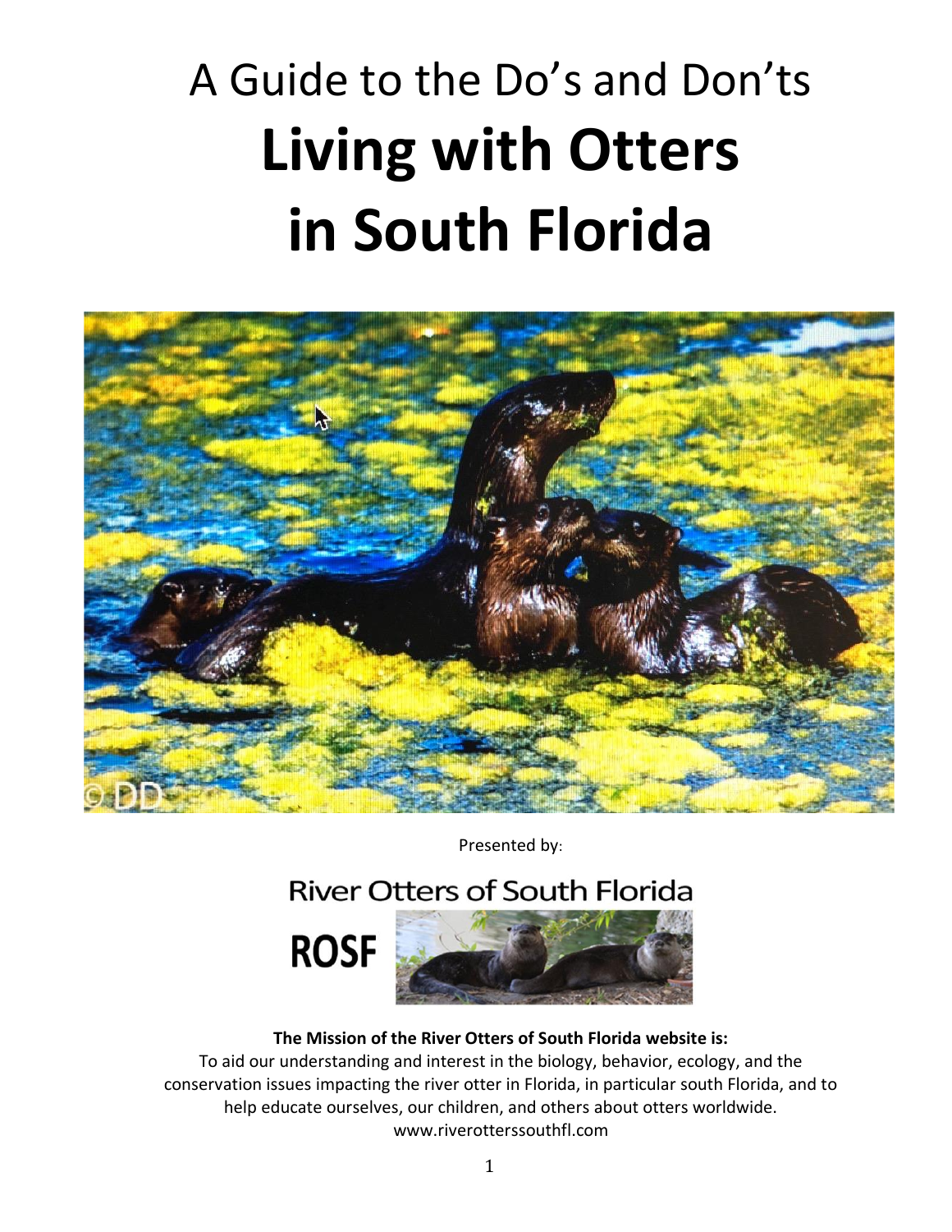A Guide to the Do's and Don'ts

# Living with Otters in South Florida

Presented by:

River Otters of South Florida

ROSF

**The Mission of the River Otters of South Florida website is:**

To aid our understanding and interest in the biology, behavior, ecology, and the conservation issues impacting the river otter in Florida, in particular south Florida, and to help educate ourselves, our children, and others about otters worldwide.

www.riverotterssouthfl.com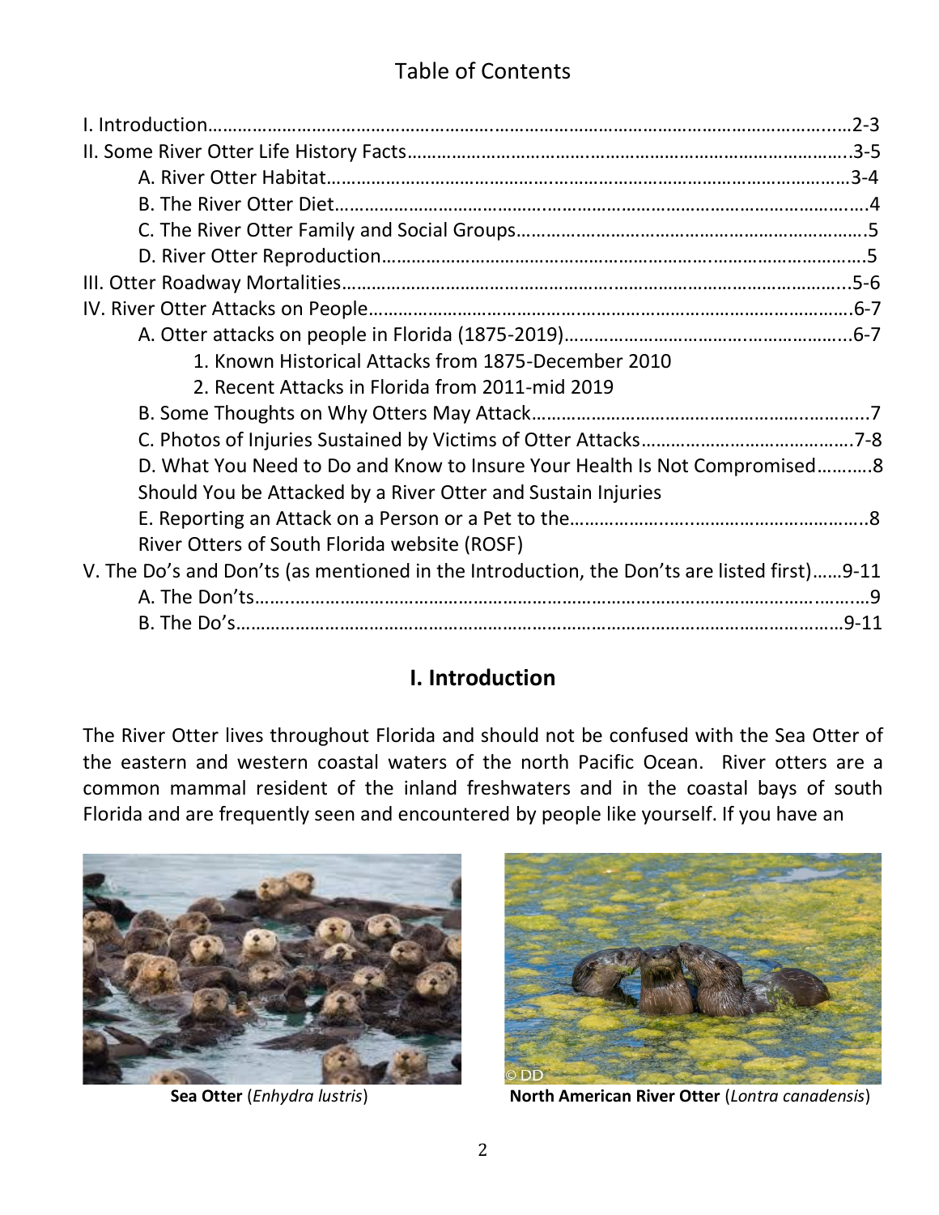## Table of Contents

| | |
|---|---|
| I. Introduction | 2-3 |
| II. Some River Otter Life History Facts | 3-5 |
| A. River Otter Habitat | 3-4 |
| B. The River Otter Diet | 4 |
| C. The River Otter Family and Social Groups | 5 |
| D. River Otter Reproduction | 5 |
| III. Otter Roadway Mortalities | 5-6 |
| IV. River Otter Attacks on People | 6-7 |
| A. Otter attacks on people in Florida (1875-2019) | 6-7 |
| 1. Known Historical Attacks from 1875-December 2010 | |
| 2. Recent Attacks in Florida from 2011-mid 2019 | |
| B. Some Thoughts on Why Otters May Attack | 7 |
| C. Photos of Injuries Sustained by Victims of Otter Attacks | 7-8 |
| D. What You Need to Do and Know to Insure Your Health Is Not Compromised Should You be Attacked by a River Otter and Sustain Injuries | 8 |
| E. Reporting an Attack on a Person or a Pet to the River Otters of South Florida website (ROSF) | 8 |
| V. The Do's and Don'ts (as mentioned in the Introduction, the Don'ts are listed first) | 9-11 |
| A. The Don'ts | 9 |
| B. The Do's | 9-11 |

# I. Introduction

The River Otter lives throughout Florida and should not be confused with the Sea Otter of the eastern and western coastal waters of the north Pacific Ocean. River otters are a common mammal resident of the inland freshwaters and in the coastal bays of south Florida and are frequently seen and encountered by people like yourself. If you have an

**Sea Otter** (*Enhydra lustris*)

© DD

**North American River Otter** (*Lontra canadensis*)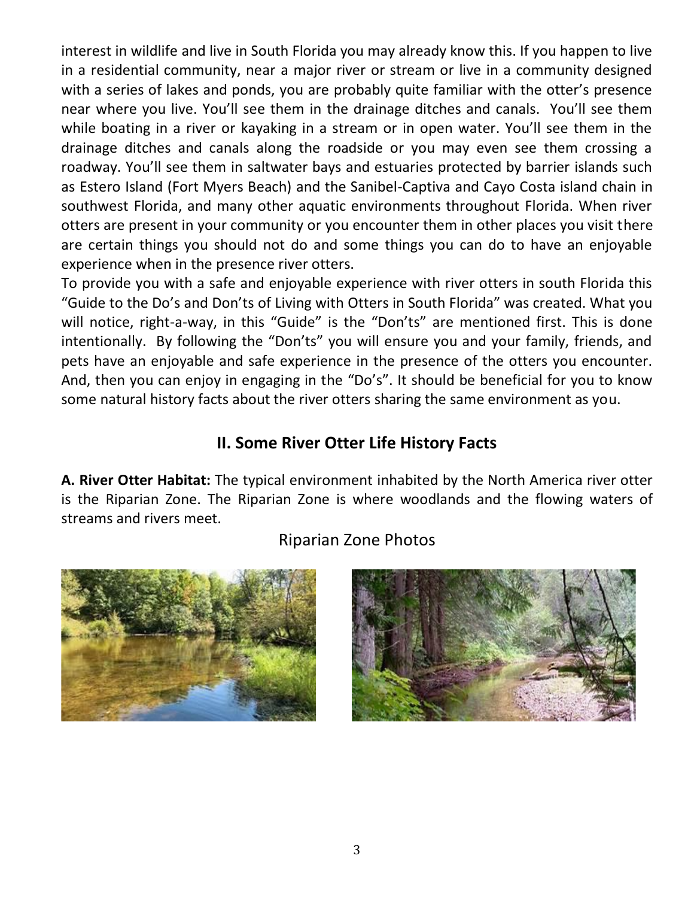interest in wildlife and live in South Florida you may already know this. If you happen to live in a residential community, near a major river or stream or live in a community designed with a series of lakes and ponds, you are probably quite familiar with the otter's presence near where you live. You'll see them in the drainage ditches and canals. You'll see them while boating in a river or kayaking in a stream or in open water. You'll see them in the drainage ditches and canals along the roadside or you may even see them crossing a roadway. You'll see them in saltwater bays and estuaries protected by barrier islands such as Estero Island (Fort Myers Beach) and the Sanibel-Captiva and Cayo Costa island chain in southwest Florida, and many other aquatic environments throughout Florida. When river otters are present in your community or you encounter them in other places you visit there are certain things you should not do and some things you can do to have an enjoyable experience when in the presence river otters.

To provide you with a safe and enjoyable experience with river otters in south Florida this "Guide to the Do's and Don'ts of Living with Otters in South Florida" was created. What you will notice, right-a-way, in this "Guide" is the "Don'ts" are mentioned first. This is done intentionally. By following the "Don'ts" you will ensure you and your family, friends, and pets have an enjoyable and safe experience in the presence of the otters you encounter. And, then you can enjoy in engaging in the "Do's". It should be beneficial for you to know some natural history facts about the river otters sharing the same environment as you.

## II. Some River Otter Life History Facts

**A. River Otter Habitat:** The typical environment inhabited by the North America river otter is the Riparian Zone. The Riparian Zone is where woodlands and the flowing waters of streams and rivers meet.

Riparian Zone Photos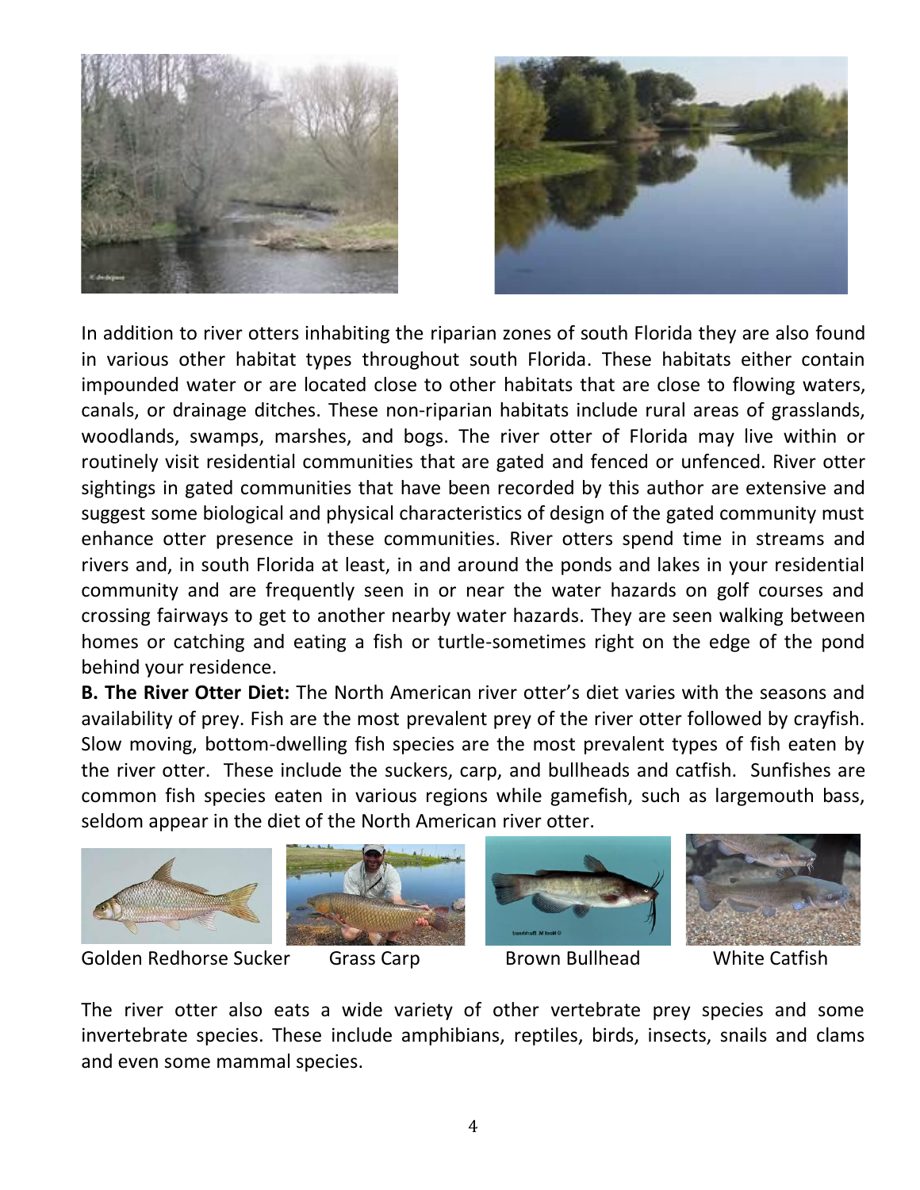In addition to river otters inhabiting the riparian zones of south Florida they are also found in various other habitat types throughout south Florida. These habitats either contain impounded water or are located close to other habitats that are close to flowing waters, canals, or drainage ditches. These non-riparian habitats include rural areas of grasslands, woodlands, swamps, marshes, and bogs. The river otter of Florida may live within or routinely visit residential communities that are gated and fenced or unfenced. River otter sightings in gated communities that have been recorded by this author are extensive and suggest some biological and physical characteristics of design of the gated community must enhance otter presence in these communities. River otters spend time in streams and rivers and, in south Florida at least, in and around the ponds and lakes in your residential community and are frequently seen in or near the water hazards on golf courses and crossing fairways to get to another nearby water hazards. They are seen walking between homes or catching and eating a fish or turtle-sometimes right on the edge of the pond behind your residence.

**B. The River Otter Diet:** The North American river otter's diet varies with the seasons and availability of prey. Fish are the most prevalent prey of the river otter followed by crayfish. Slow moving, bottom-dwelling fish species are the most prevalent types of fish eaten by the river otter. These include the suckers, carp, and bullheads and catfish. Sunfishes are common fish species eaten in various regions while gamefish, such as largemouth bass, seldom appear in the diet of the North American river otter.

Golden Redhorse Sucker    Grass Carp    Brown Bullhead    White Catfish

The river otter also eats a wide variety of other vertebrate prey species and some invertebrate species. These include amphibians, reptiles, birds, insects, snails and clams and even some mammal species.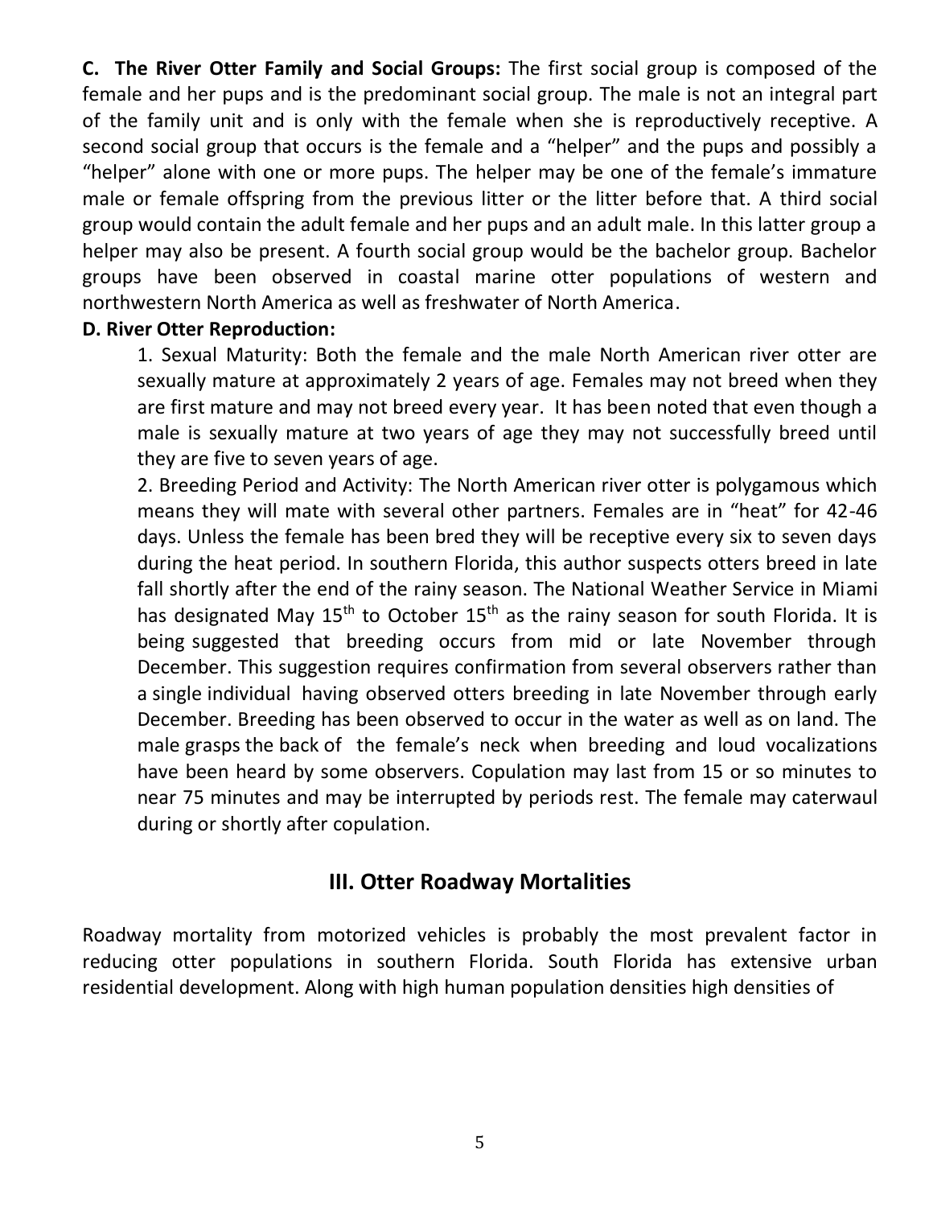**C. The River Otter Family and Social Groups:** The first social group is composed of the female and her pups and is the predominant social group. The male is not an integral part of the family unit and is only with the female when she is reproductively receptive. A second social group that occurs is the female and a "helper" and the pups and possibly a "helper" alone with one or more pups. The helper may be one of the female's immature male or female offspring from the previous litter or the litter before that. A third social group would contain the adult female and her pups and an adult male. In this latter group a helper may also be present. A fourth social group would be the bachelor group. Bachelor groups have been observed in coastal marine otter populations of western and northwestern North America as well as freshwater of North America.

**D. River Otter Reproduction:**

1. Sexual Maturity: Both the female and the male North American river otter are sexually mature at approximately 2 years of age. Females may not breed when they are first mature and may not breed every year. It has been noted that even though a male is sexually mature at two years of age they may not successfully breed until they are five to seven years of age.
2. Breeding Period and Activity: The North American river otter is polygamous which means they will mate with several other partners. Females are in "heat" for 42-46 days. Unless the female has been bred they will be receptive every six to seven days during the heat period. In southern Florida, this author suspects otters breed in late fall shortly after the end of the rainy season. The National Weather Service in Miami has designated May 15th to October 15th as the rainy season for south Florida. It is being suggested that breeding occurs from mid or late November through December. This suggestion requires confirmation from several observers rather than a single individual having observed otters breeding in late November through early December. Breeding has been observed to occur in the water as well as on land. The male grasps the back of the female's neck when breeding and loud vocalizations have been heard by some observers. Copulation may last from 15 or so minutes to near 75 minutes and may be interrupted by periods rest. The female may caterwaul during or shortly after copulation.

## III. Otter Roadway Mortalities

Roadway mortality from motorized vehicles is probably the most prevalent factor in reducing otter populations in southern Florida. South Florida has extensive urban residential development. Along with high human population densities high densities of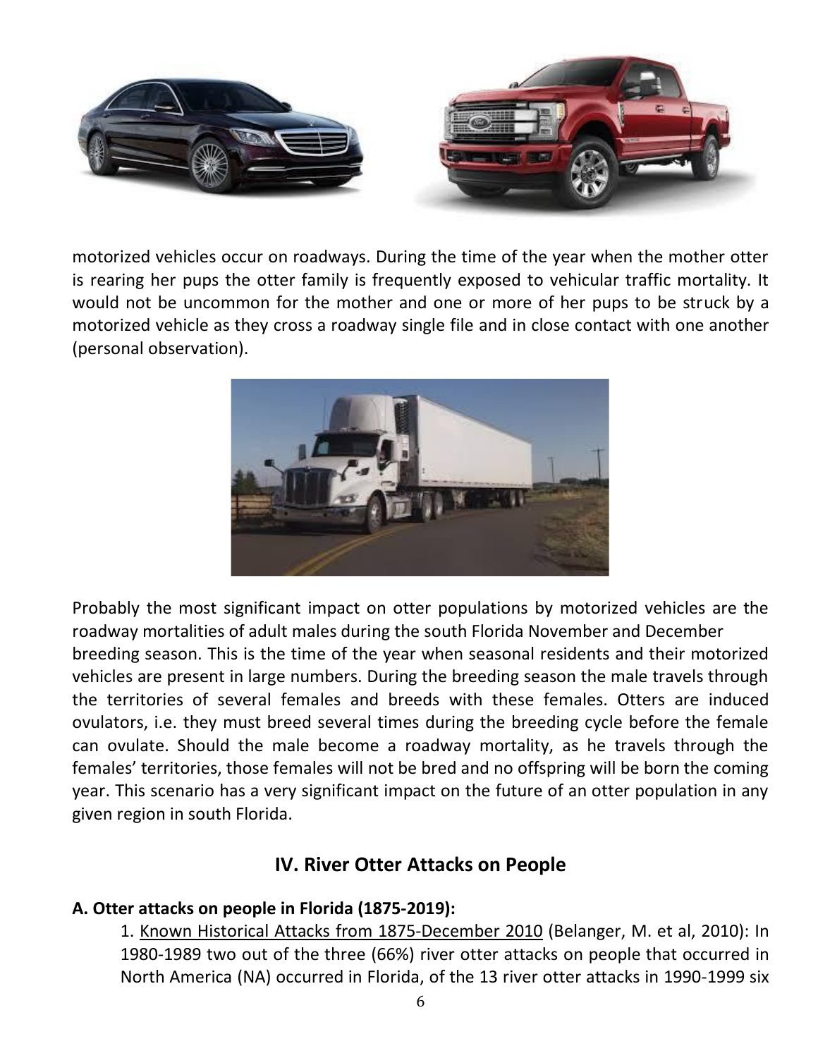motorized vehicles occur on roadways. During the time of the year when the mother otter is rearing her pups the otter family is frequently exposed to vehicular traffic mortality. It would not be uncommon for the mother and one or more of her pups to be struck by a motorized vehicle as they cross a roadway single file and in close contact with one another (personal observation).

Probably the most significant impact on otter populations by motorized vehicles are the roadway mortalities of adult males during the south Florida November and December breeding season. This is the time of the year when seasonal residents and their motorized vehicles are present in large numbers. During the breeding season the male travels through the territories of several females and breeds with these females. Otters are induced ovulators, i.e. they must breed several times during the breeding cycle before the female can ovulate. Should the male become a roadway mortality, as he travels through the females' territories, those females will not be bred and no offspring will be born the coming year. This scenario has a very significant impact on the future of an otter population in any given region in south Florida.

## IV. River Otter Attacks on People

**A. Otter attacks on people in Florida (1875-2019):**

1. Known Historical Attacks from 1875-December 2010 (Belanger, M. et al, 2010): In 1980-1989 two out of the three (66%) river otter attacks on people that occurred in North America (NA) occurred in Florida, of the 13 river otter attacks in 1990-1999 six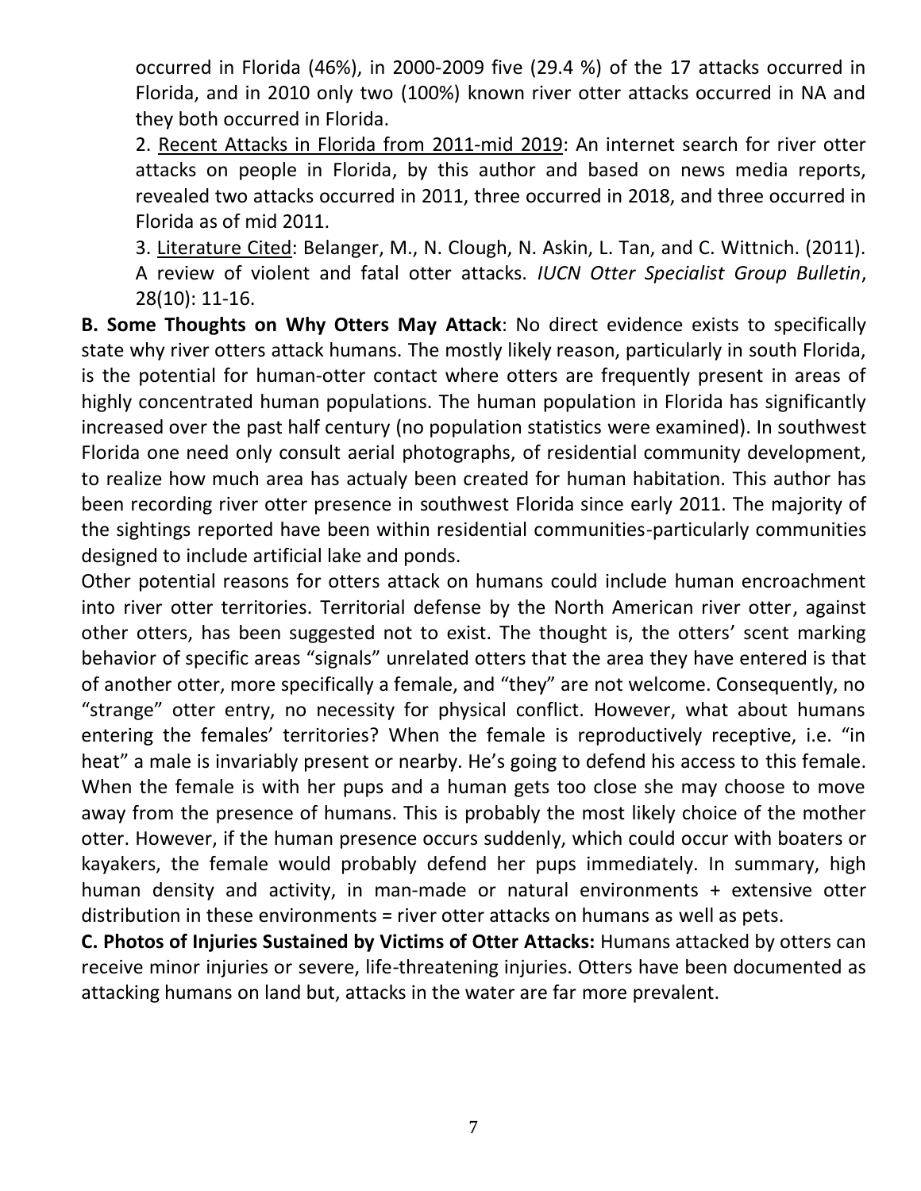occurred in Florida (46%), in 2000-2009 five (29.4 %) of the 17 attacks occurred in Florida, and in 2010 only two (100%) known river otter attacks occurred in NA and they both occurred in Florida.

2. Recent Attacks in Florida from 2011-mid 2019: An internet search for river otter attacks on people in Florida, by this author and based on news media reports, revealed two attacks occurred in 2011, three occurred in 2018, and three occurred in Florida as of mid 2011.

3. Literature Cited: Belanger, M., N. Clough, N. Askin, L. Tan, and C. Wittnich. (2011). A review of violent and fatal otter attacks. *IUCN Otter Specialist Group Bulletin*, 28(10): 11-16.

**B. Some Thoughts on Why Otters May Attack**: No direct evidence exists to specifically state why river otters attack humans. The mostly likely reason, particularly in south Florida, is the potential for human-otter contact where otters are frequently present in areas of highly concentrated human populations. The human population in Florida has significantly increased over the past half century (no population statistics were examined). In southwest Florida one need only consult aerial photographs, of residential community development, to realize how much area has actualy been created for human habitation. This author has been recording river otter presence in southwest Florida since early 2011. The majority of the sightings reported have been within residential communities-particularly communities designed to include artificial lake and ponds.

Other potential reasons for otters attack on humans could include human encroachment into river otter territories. Territorial defense by the North American river otter, against other otters, has been suggested not to exist. The thought is, the otters' scent marking behavior of specific areas "signals" unrelated otters that the area they have entered is that of another otter, more specifically a female, and "they" are not welcome. Consequently, no "strange" otter entry, no necessity for physical conflict. However, what about humans entering the females' territories? When the female is reproductively receptive, i.e. "in heat" a male is invariably present or nearby. He's going to defend his access to this female. When the female is with her pups and a human gets too close she may choose to move away from the presence of humans. This is probably the most likely choice of the mother otter. However, if the human presence occurs suddenly, which could occur with boaters or kayakers, the female would probably defend her pups immediately. In summary, high human density and activity, in man-made or natural environments + extensive otter distribution in these environments = river otter attacks on humans as well as pets.

**C. Photos of Injuries Sustained by Victims of Otter Attacks:** Humans attacked by otters can receive minor injuries or severe, life-threatening injuries. Otters have been documented as attacking humans on land but, attacks in the water are far more prevalent.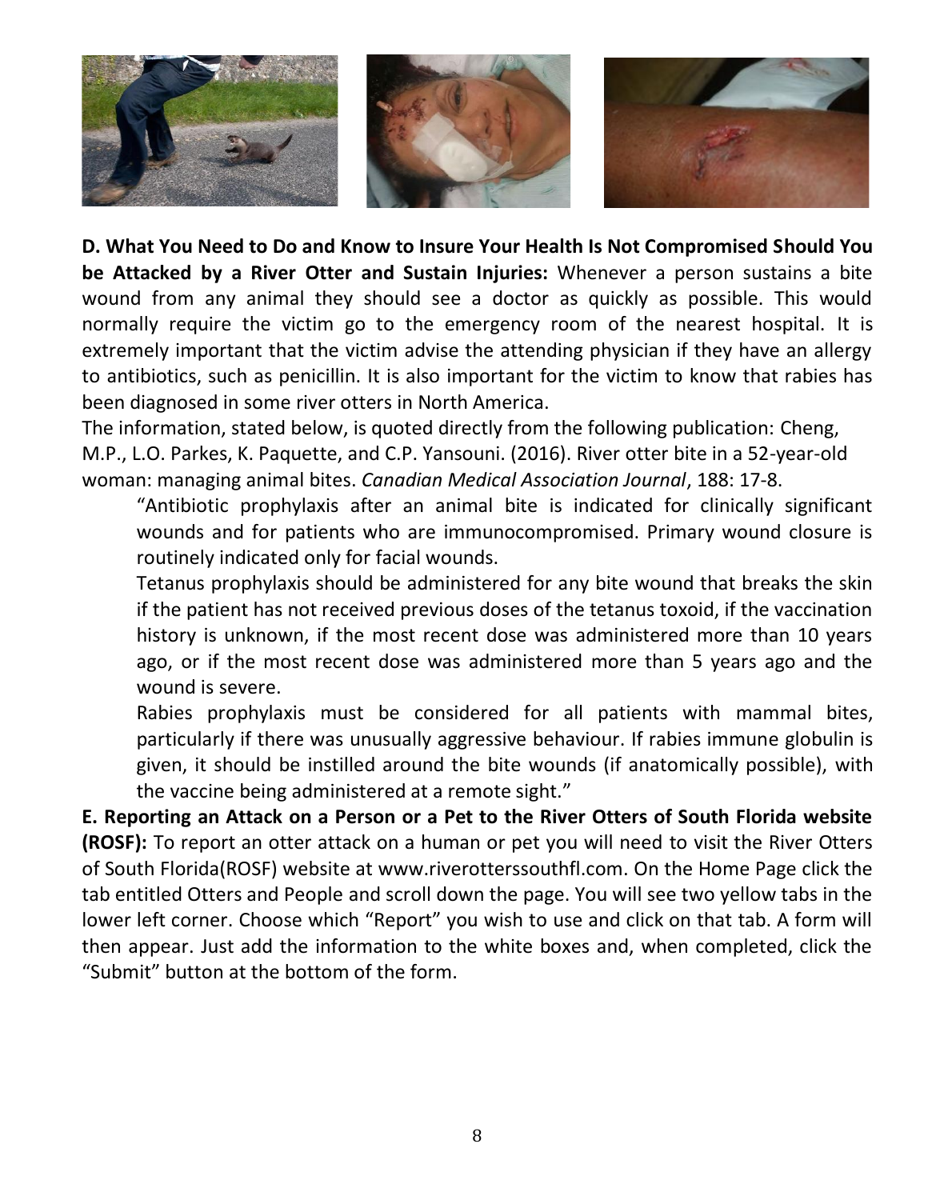**D. What You Need to Do and Know to Insure Your Health Is Not Compromised Should You be Attacked by a River Otter and Sustain Injuries:** Whenever a person sustains a bite wound from any animal they should see a doctor as quickly as possible. This would normally require the victim go to the emergency room of the nearest hospital. It is extremely important that the victim advise the attending physician if they have an allergy to antibiotics, such as penicillin. It is also important for the victim to know that rabies has been diagnosed in some river otters in North America.

The information, stated below, is quoted directly from the following publication: Cheng, M.P., L.O. Parkes, K. Paquette, and C.P. Yansouni. (2016). River otter bite in a 52-year-old woman: managing animal bites. *Canadian Medical Association Journal*, 188: 17-8.

> "Antibiotic prophylaxis after an animal bite is indicated for clinically significant wounds and for patients who are immunocompromised. Primary wound closure is routinely indicated only for facial wounds.
>
> Tetanus prophylaxis should be administered for any bite wound that breaks the skin if the patient has not received previous doses of the tetanus toxoid, if the vaccination history is unknown, if the most recent dose was administered more than 10 years ago, or if the most recent dose was administered more than 5 years ago and the wound is severe.
>
> Rabies prophylaxis must be considered for all patients with mammal bites, particularly if there was unusually aggressive behaviour. If rabies immune globulin is given, it should be instilled around the bite wounds (if anatomically possible), with the vaccine being administered at a remote sight."

**E. Reporting an Attack on a Person or a Pet to the River Otters of South Florida website (ROSF):** To report an otter attack on a human or pet you will need to visit the River Otters of South Florida(ROSF) website at www.riverotterssouthfl.com. On the Home Page click the tab entitled Otters and People and scroll down the page. You will see two yellow tabs in the lower left corner. Choose which "Report" you wish to use and click on that tab. A form will then appear. Just add the information to the white boxes and, when completed, click the "Submit" button at the bottom of the form.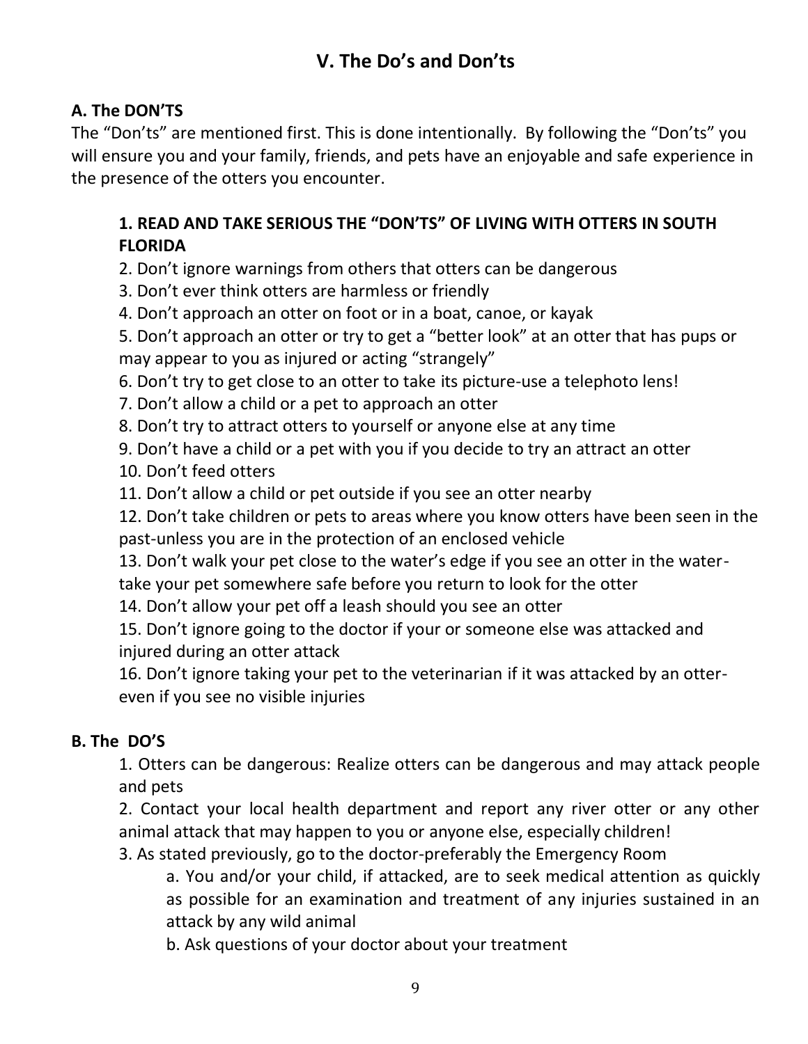## V. The Do's and Don'ts

### A. The DON'TS

The "Don'ts" are mentioned first. This is done intentionally. By following the "Don'ts" you will ensure you and your family, friends, and pets have an enjoyable and safe experience in the presence of the otters you encounter.

**1. READ AND TAKE SERIOUS THE "DON'TS" OF LIVING WITH OTTERS IN SOUTH FLORIDA**

2. Don't ignore warnings from others that otters can be dangerous
3. Don't ever think otters are harmless or friendly
4. Don't approach an otter on foot or in a boat, canoe, or kayak
5. Don't approach an otter or try to get a "better look" at an otter that has pups or may appear to you as injured or acting "strangely"
6. Don't try to get close to an otter to take its picture-use a telephoto lens!
7. Don't allow a child or a pet to approach an otter
8. Don't try to attract otters to yourself or anyone else at any time
9. Don't have a child or a pet with you if you decide to try an attract an otter
10. Don't feed otters
11. Don't allow a child or pet outside if you see an otter nearby
12. Don't take children or pets to areas where you know otters have been seen in the past-unless you are in the protection of an enclosed vehicle
13. Don't walk your pet close to the water's edge if you see an otter in the water-take your pet somewhere safe before you return to look for the otter
14. Don't allow your pet off a leash should you see an otter
15. Don't ignore going to the doctor if your or someone else was attacked and injured during an otter attack
16. Don't ignore taking your pet to the veterinarian if it was attacked by an otter-even if you see no visible injuries

### B. The DO'S

1. Otters can be dangerous: Realize otters can be dangerous and may attack people and pets
2. Contact your local health department and report any river otter or any other animal attack that may happen to you or anyone else, especially children!
3. As stated previously, go to the doctor-preferably the Emergency Room
    a. You and/or your child, if attacked, are to seek medical attention as quickly as possible for an examination and treatment of any injuries sustained in an attack by any wild animal
    b. Ask questions of your doctor about your treatment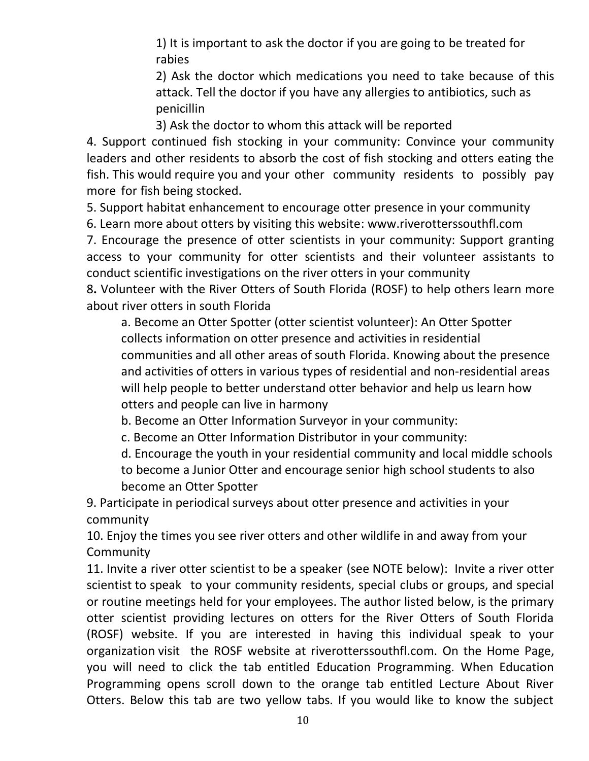1) It is important to ask the doctor if you are going to be treated for rabies

2) Ask the doctor which medications you need to take because of this attack. Tell the doctor if you have any allergies to antibiotics, such as penicillin

3) Ask the doctor to whom this attack will be reported

4. Support continued fish stocking in your community: Convince your community leaders and other residents to absorb the cost of fish stocking and otters eating the fish. This would require you and your other community residents to possibly pay more for fish being stocked.

5. Support habitat enhancement to encourage otter presence in your community

6. Learn more about otters by visiting this website: www.riverotterssouthfl.com

7. Encourage the presence of otter scientists in your community: Support granting access to your community for otter scientists and their volunteer assistants to conduct scientific investigations on the river otters in your community

8**.** Volunteer with the River Otters of South Florida (ROSF) to help others learn more about river otters in south Florida

a. Become an Otter Spotter (otter scientist volunteer): An Otter Spotter collects information on otter presence and activities in residential communities and all other areas of south Florida. Knowing about the presence and activities of otters in various types of residential and non-residential areas will help people to better understand otter behavior and help us learn how otters and people can live in harmony

b. Become an Otter Information Surveyor in your community:

c. Become an Otter Information Distributor in your community:

d. Encourage the youth in your residential community and local middle schools to become a Junior Otter and encourage senior high school students to also become an Otter Spotter

9. Participate in periodical surveys about otter presence and activities in your community

10. Enjoy the times you see river otters and other wildlife in and away from your Community

11. Invite a river otter scientist to be a speaker (see NOTE below): Invite a river otter scientist to speak to your community residents, special clubs or groups, and special or routine meetings held for your employees. The author listed below, is the primary otter scientist providing lectures on otters for the River Otters of South Florida (ROSF) website. If you are interested in having this individual speak to your organization visit the ROSF website at riverotterssouthfl.com. On the Home Page, you will need to click the tab entitled Education Programming. When Education Programming opens scroll down to the orange tab entitled Lecture About River Otters. Below this tab are two yellow tabs. If you would like to know the subject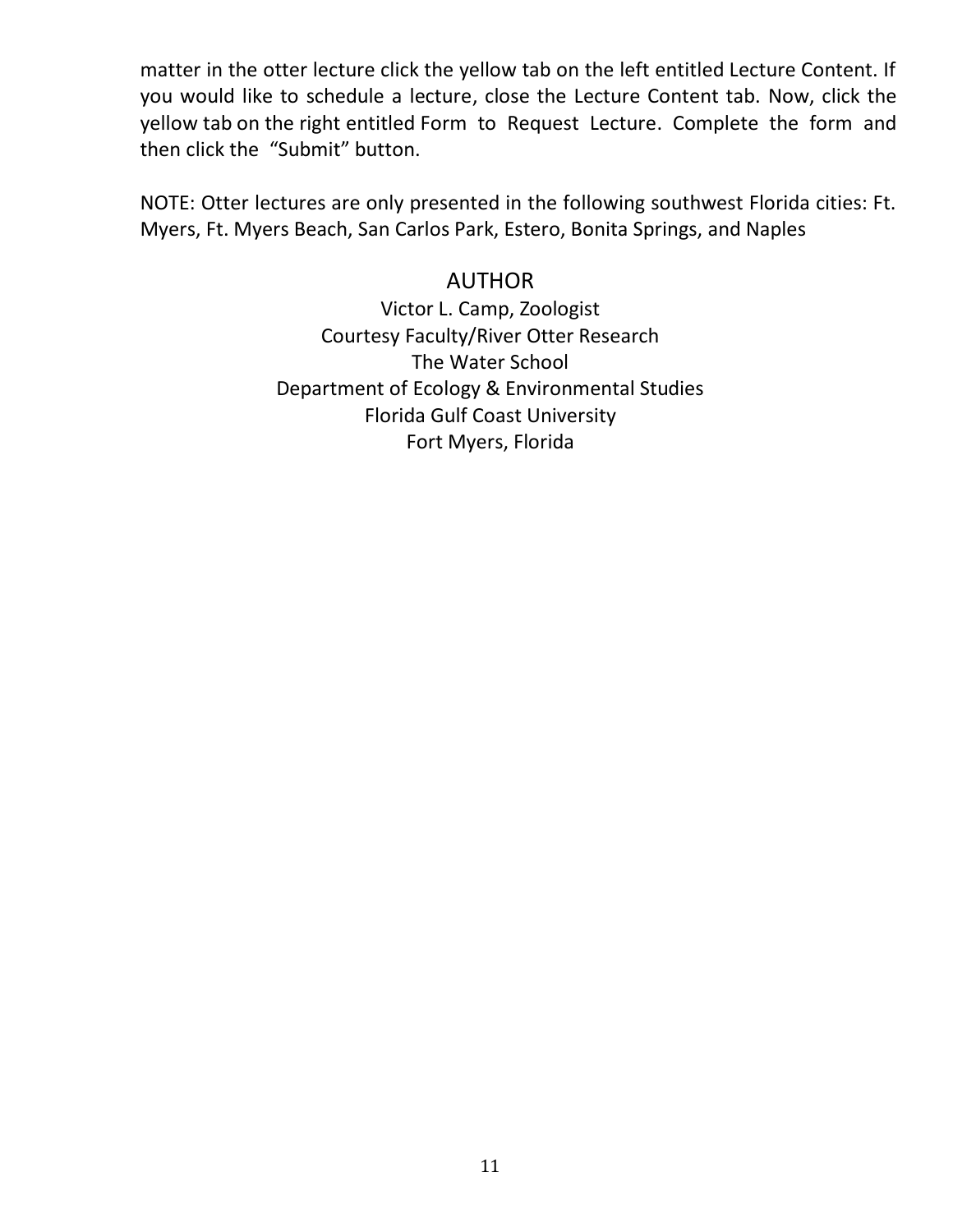matter in the otter lecture click the yellow tab on the left entitled Lecture Content. If you would like to schedule a lecture, close the Lecture Content tab. Now, click the yellow tab on the right entitled Form to Request Lecture. Complete the form and then click the "Submit" button.

NOTE: Otter lectures are only presented in the following southwest Florida cities: Ft. Myers, Ft. Myers Beach, San Carlos Park, Estero, Bonita Springs, and Naples

## AUTHOR

Victor L. Camp, Zoologist
Courtesy Faculty/River Otter Research
The Water School
Department of Ecology & Environmental Studies
Florida Gulf Coast University
Fort Myers, Florida